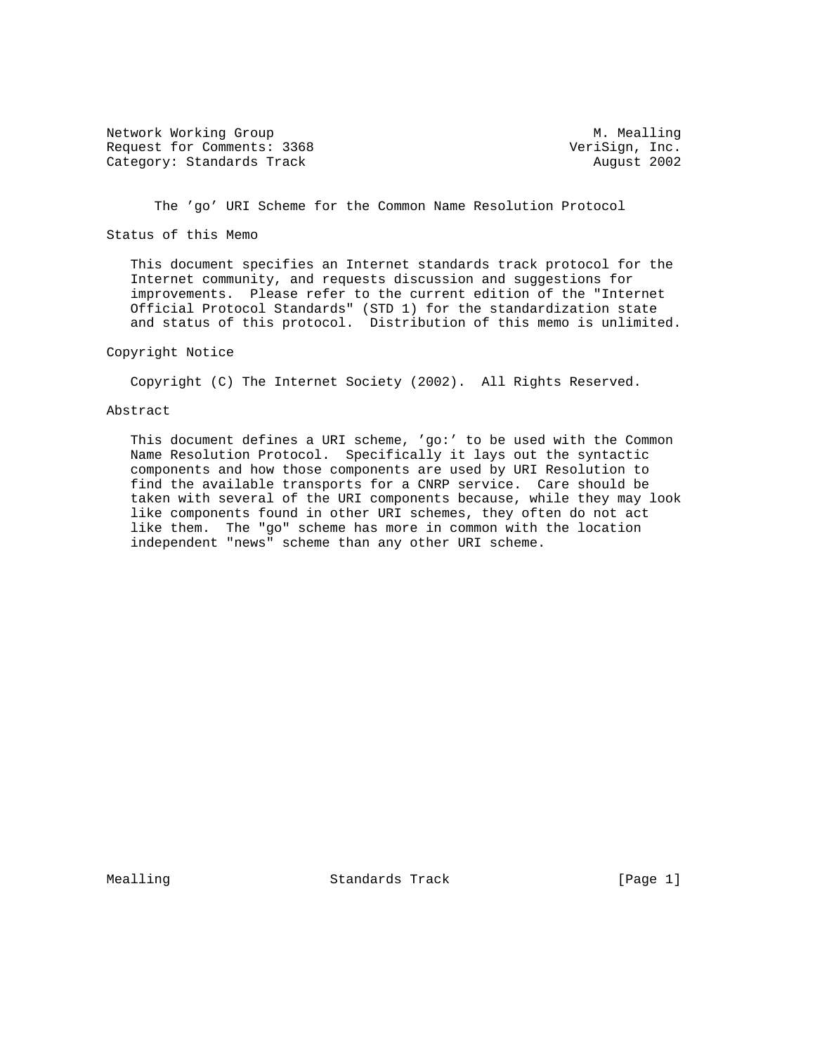Network Working Group M. Mealling
Request for Comments: 3368 VeriSign, Inc.
Category: Standards Track August 2002

# The 'go' URI Scheme for the Common Name Resolution Protocol

## Status of this Memo

This document specifies an Internet standards track protocol for the Internet community, and requests discussion and suggestions for improvements. Please refer to the current edition of the "Internet Official Protocol Standards" (STD 1) for the standardization state and status of this protocol. Distribution of this memo is unlimited.

## Copyright Notice

Copyright (C) The Internet Society (2002). All Rights Reserved.

## Abstract

This document defines a URI scheme, 'go:' to be used with the Common Name Resolution Protocol. Specifically it lays out the syntactic components and how those components are used by URI Resolution to find the available transports for a CNRP service. Care should be taken with several of the URI components because, while they may look like components found in other URI schemes, they often do not act like them. The "go" scheme has more in common with the location independent "news" scheme than any other URI scheme.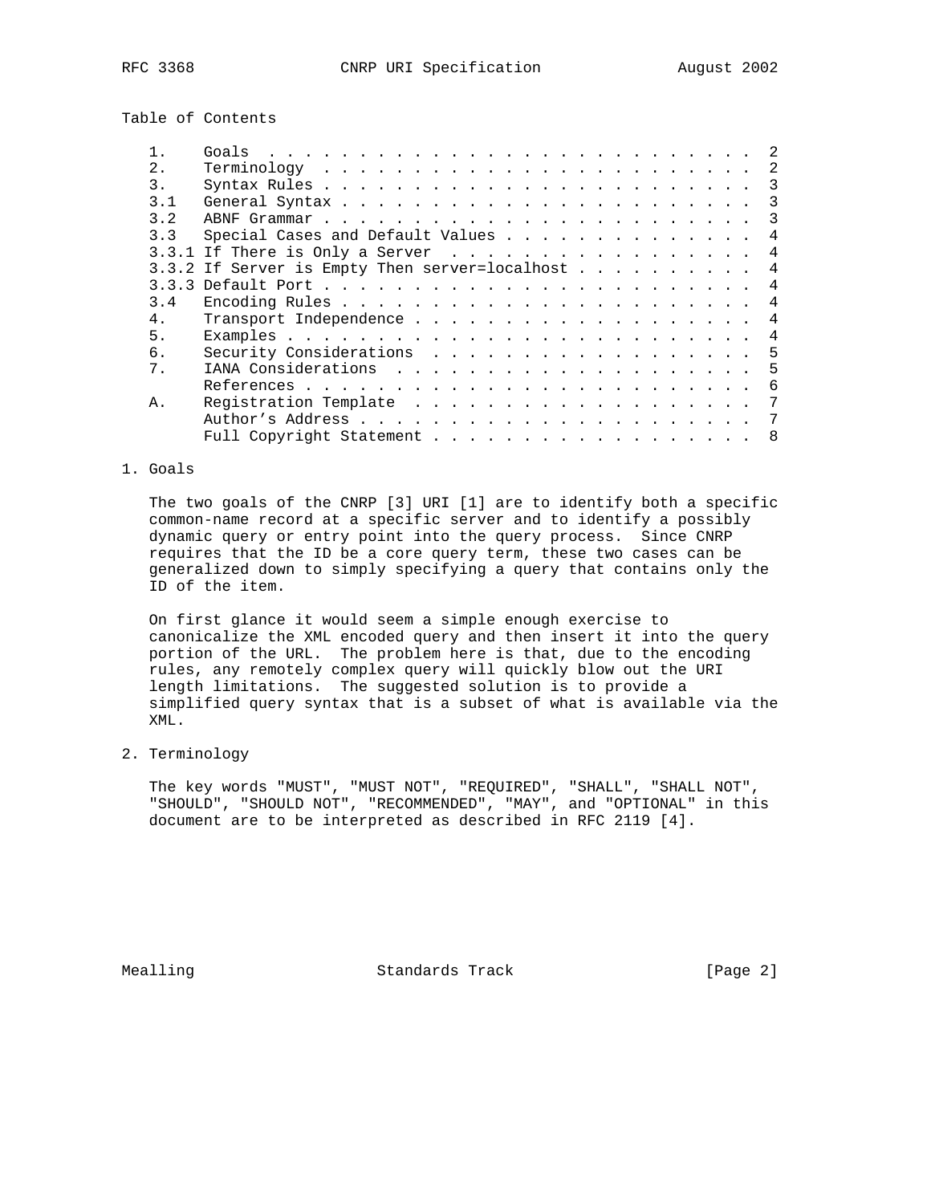Table of Contents

| | | |
|---|---|---|
| 1. | Goals | 2 |
| 2. | Terminology | 2 |
| 3. | Syntax Rules | 3 |
| 3.1 | General Syntax | 3 |
| 3.2 | ABNF Grammar | 3 |
| 3.3 | Special Cases and Default Values | 4 |
| 3.3.1 | If There is Only a Server | 4 |
| 3.3.2 | If Server is Empty Then server=localhost | 4 |
| 3.3.3 | Default Port | 4 |
| 3.4 | Encoding Rules | 4 |
| 4. | Transport Independence | 4 |
| 5. | Examples | 4 |
| 6. | Security Considerations | 5 |
| 7. | IANA Considerations | 5 |
| | References | 6 |
| A. | Registration Template | 7 |
| | Author's Address | 7 |
| | Full Copyright Statement | 8 |

## 1. Goals

The two goals of the CNRP [3] URI [1] are to identify both a specific common-name record at a specific server and to identify a possibly dynamic query or entry point into the query process. Since CNRP requires that the ID be a core query term, these two cases can be generalized down to simply specifying a query that contains only the ID of the item.

On first glance it would seem a simple enough exercise to canonicalize the XML encoded query and then insert it into the query portion of the URL. The problem here is that, due to the encoding rules, any remotely complex query will quickly blow out the URI length limitations. The suggested solution is to provide a simplified query syntax that is a subset of what is available via the XML.

## 2. Terminology

The key words "MUST", "MUST NOT", "REQUIRED", "SHALL", "SHALL NOT", "SHOULD", "SHOULD NOT", "RECOMMENDED", "MAY", and "OPTIONAL" in this document are to be interpreted as described in RFC 2119 [4].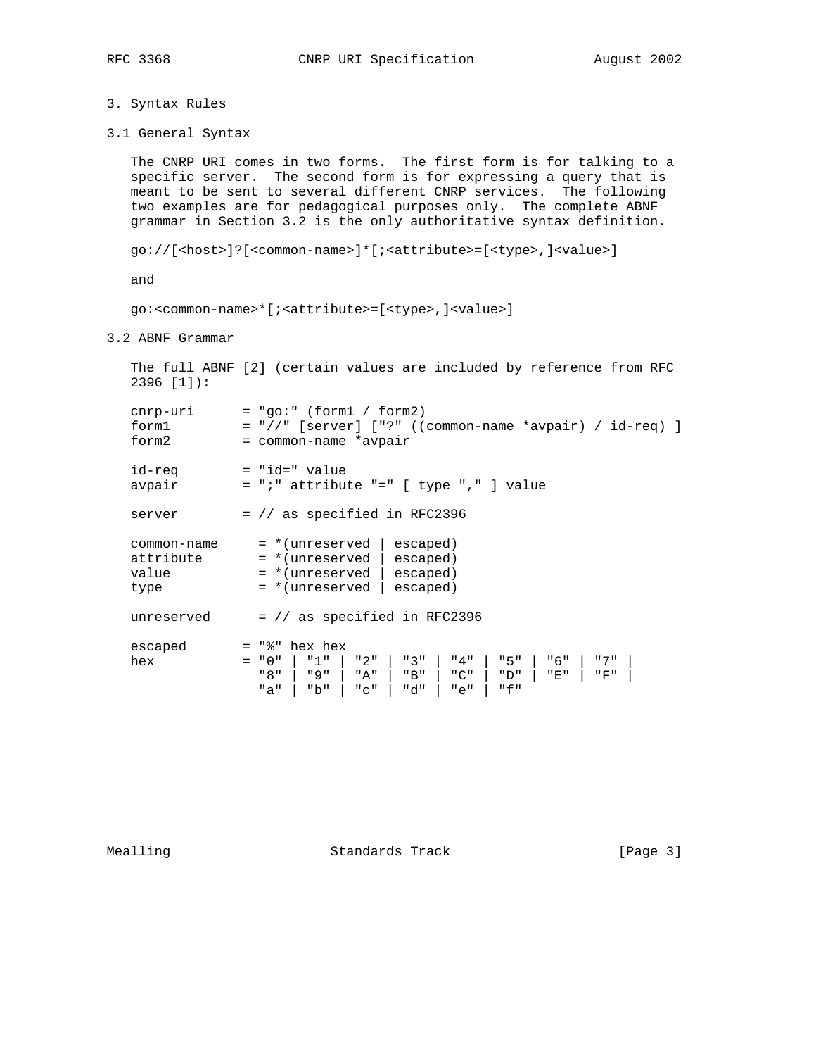## 3. Syntax Rules

### 3.1 General Syntax

The CNRP URI comes in two forms. The first form is for talking to a specific server. The second form is for expressing a query that is meant to be sent to several different CNRP services. The following two examples are for pedagogical purposes only. The complete ABNF grammar in Section 3.2 is the only authoritative syntax definition.

```
go://[<host>]?[<common-name>]*[;<attribute>=[<type>,]<value>]
```

and

```
go:<common-name>*[;<attribute>=[<type>,]<value>]
```

### 3.2 ABNF Grammar

The full ABNF [2] (certain values are included by reference from RFC 2396 [1]):

```
cnrp-uri      = "go:" (form1 / form2)
form1         = "//" [server] ["?" ((common-name *avpair) / id-req) ]
form2         = common-name *avpair

id-req        = "id=" value
avpair        = ";" attribute "=" [ type "," ] value

server        = // as specified in RFC2396

common-name     = *(unreserved | escaped)
attribute       = *(unreserved | escaped)
value           = *(unreserved | escaped)
type            = *(unreserved | escaped)

unreserved      = // as specified in RFC2396

escaped       = "%" hex hex
hex           = "0" | "1" | "2" | "3" | "4" | "5" | "6" | "7" |
                "8" | "9" | "A" | "B" | "C" | "D" | "E" | "F" |
                "a" | "b" | "c" | "d" | "e" | "f"
```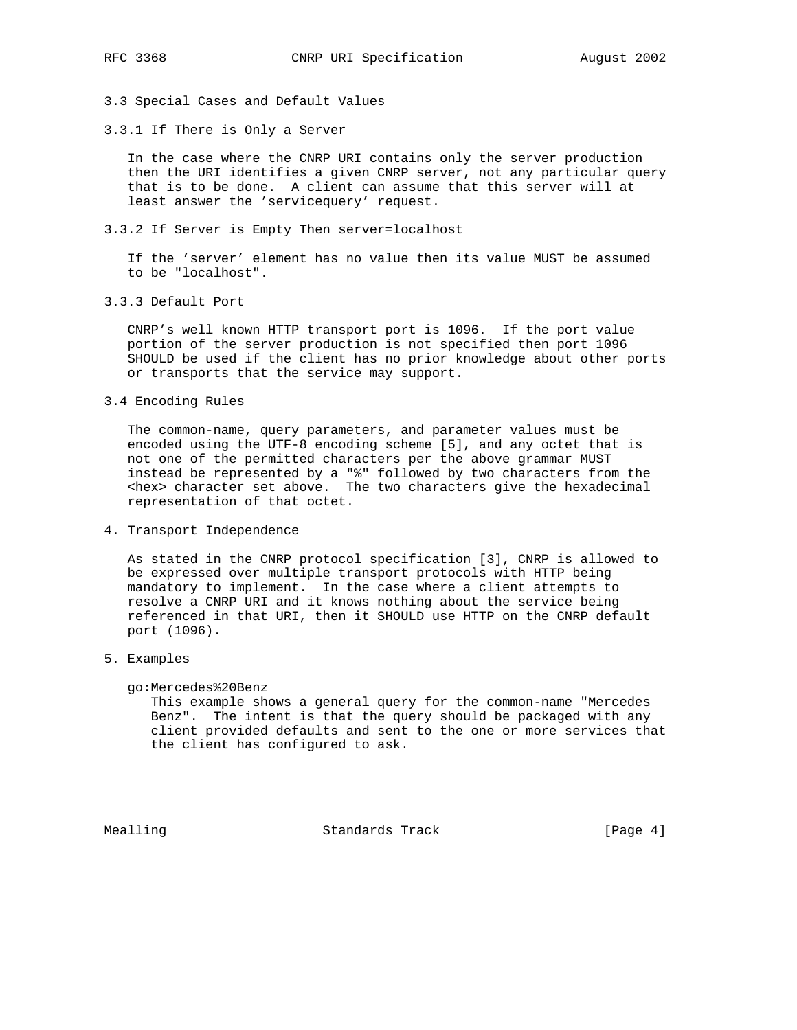### 3.3 Special Cases and Default Values

#### 3.3.1 If There is Only a Server

In the case where the CNRP URI contains only the server production then the URI identifies a given CNRP server, not any particular query that is to be done. A client can assume that this server will at least answer the 'servicequery' request.

#### 3.3.2 If Server is Empty Then server=localhost

If the 'server' element has no value then its value MUST be assumed to be "localhost".

#### 3.3.3 Default Port

CNRP's well known HTTP transport port is 1096. If the port value portion of the server production is not specified then port 1096 SHOULD be used if the client has no prior knowledge about other ports or transports that the service may support.

### 3.4 Encoding Rules

The common-name, query parameters, and parameter values must be encoded using the UTF-8 encoding scheme [5], and any octet that is not one of the permitted characters per the above grammar MUST instead be represented by a "%" followed by two characters from the <hex> character set above. The two characters give the hexadecimal representation of that octet.

## 4. Transport Independence

As stated in the CNRP protocol specification [3], CNRP is allowed to be expressed over multiple transport protocols with HTTP being mandatory to implement. In the case where a client attempts to resolve a CNRP URI and it knows nothing about the service being referenced in that URI, then it SHOULD use HTTP on the CNRP default port (1096).

## 5. Examples

go:Mercedes%20Benz

This example shows a general query for the common-name "Mercedes Benz". The intent is that the query should be packaged with any client provided defaults and sent to the one or more services that the client has configured to ask.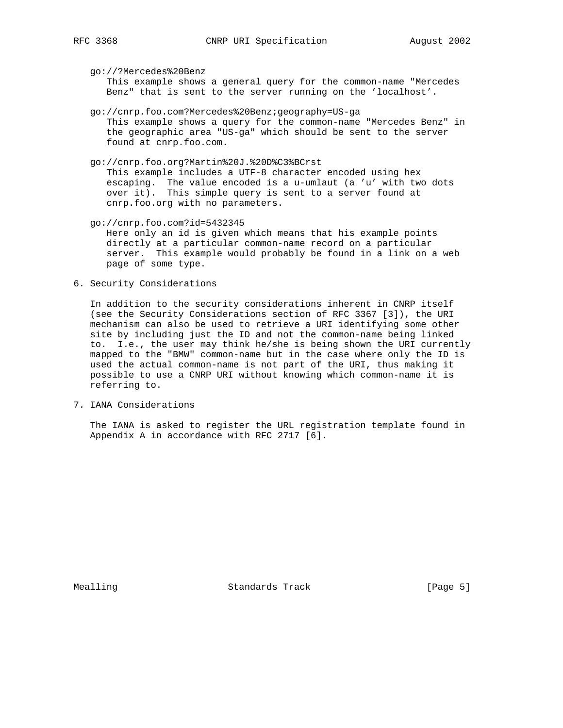go://?Mercedes%20Benz
: This example shows a general query for the common-name "Mercedes Benz" that is sent to the server running on the 'localhost'.

go://cnrp.foo.com?Mercedes%20Benz;geography=US-ga
: This example shows a query for the common-name "Mercedes Benz" in the geographic area "US-ga" which should be sent to the server found at cnrp.foo.com.

go://cnrp.foo.org?Martin%20J.%20D%C3%BCrst
: This example includes a UTF-8 character encoded using hex escaping. The value encoded is a u-umlaut (a 'u' with two dots over it). This simple query is sent to a server found at cnrp.foo.org with no parameters.

go://cnrp.foo.com?id=5432345
: Here only an id is given which means that his example points directly at a particular common-name record on a particular server. This example would probably be found in a link on a web page of some type.

## 6. Security Considerations

In addition to the security considerations inherent in CNRP itself (see the Security Considerations section of RFC 3367 [3]), the URI mechanism can also be used to retrieve a URI identifying some other site by including just the ID and not the common-name being linked to. I.e., the user may think he/she is being shown the URI currently mapped to the "BMW" common-name but in the case where only the ID is used the actual common-name is not part of the URI, thus making it possible to use a CNRP URI without knowing which common-name it is referring to.

## 7. IANA Considerations

The IANA is asked to register the URL registration template found in Appendix A in accordance with RFC 2717 [6].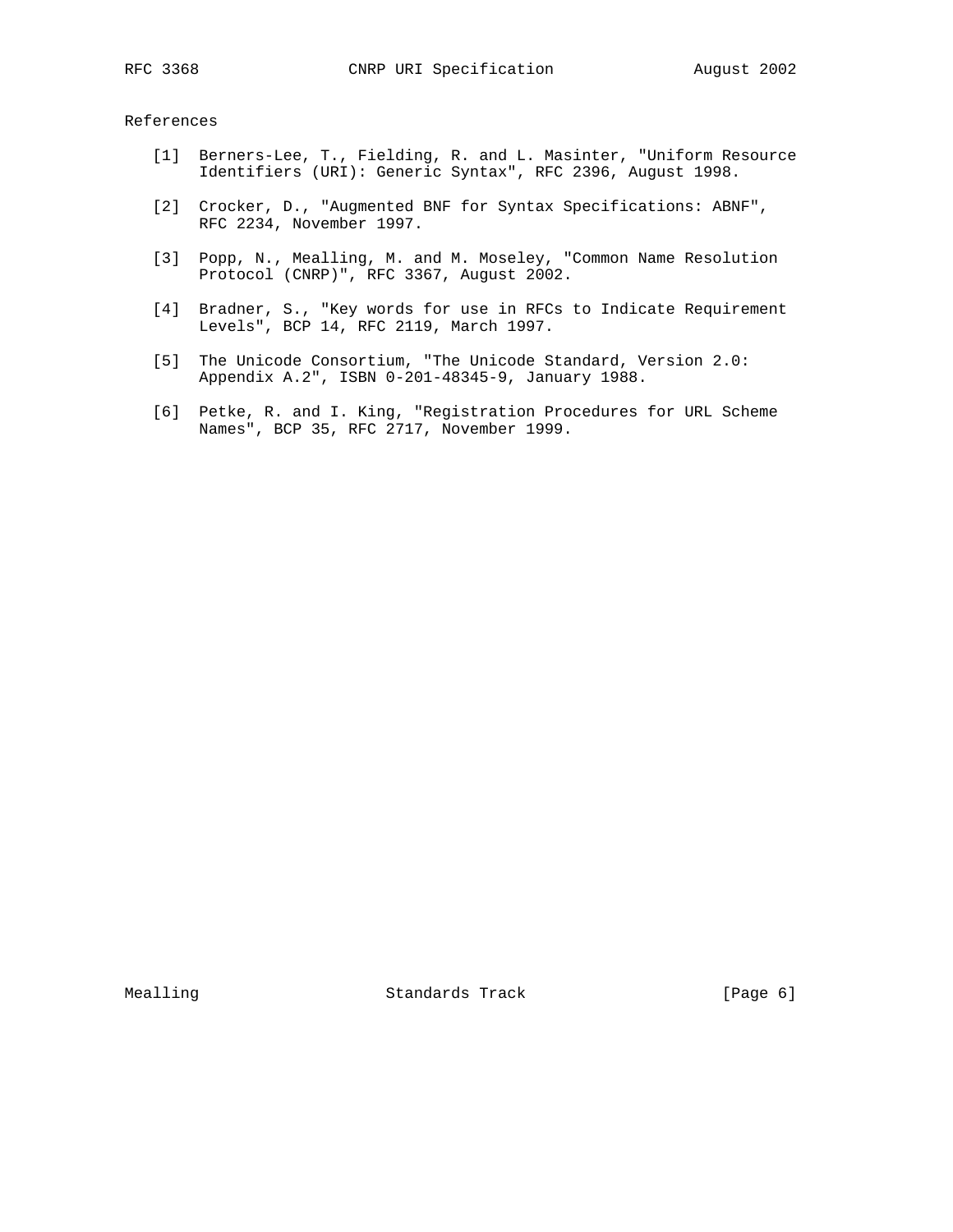## References

[1] Berners-Lee, T., Fielding, R. and L. Masinter, "Uniform Resource Identifiers (URI): Generic Syntax", RFC 2396, August 1998.

[2] Crocker, D., "Augmented BNF for Syntax Specifications: ABNF", RFC 2234, November 1997.

[3] Popp, N., Mealling, M. and M. Moseley, "Common Name Resolution Protocol (CNRP)", RFC 3367, August 2002.

[4] Bradner, S., "Key words for use in RFCs to Indicate Requirement Levels", BCP 14, RFC 2119, March 1997.

[5] The Unicode Consortium, "The Unicode Standard, Version 2.0: Appendix A.2", ISBN 0-201-48345-9, January 1988.

[6] Petke, R. and I. King, "Registration Procedures for URL Scheme Names", BCP 35, RFC 2717, November 1999.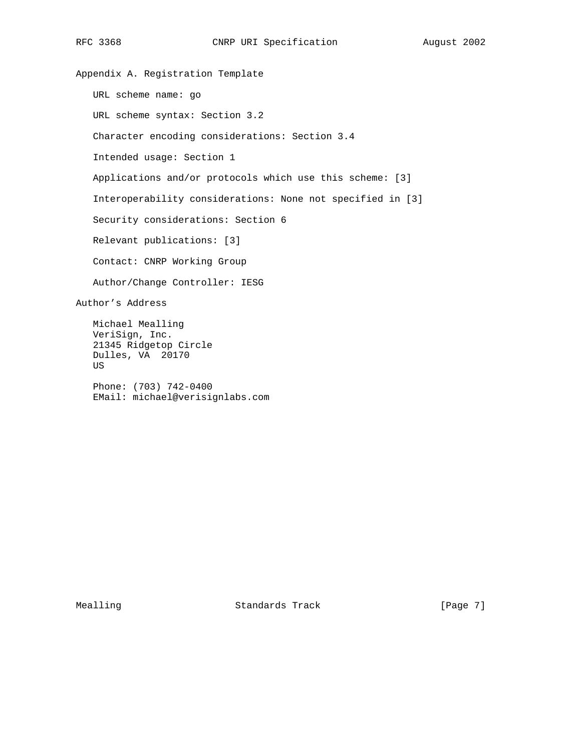## Appendix A. Registration Template

URL scheme name: go

URL scheme syntax: Section 3.2

Character encoding considerations: Section 3.4

Intended usage: Section 1

Applications and/or protocols which use this scheme: [3]

Interoperability considerations: None not specified in [3]

Security considerations: Section 6

Relevant publications: [3]

Contact: CNRP Working Group

Author/Change Controller: IESG

## Author's Address

Michael Mealling
VeriSign, Inc.
21345 Ridgetop Circle
Dulles, VA  20170
US

Phone: (703) 742-0400
EMail: michael@verisignlabs.com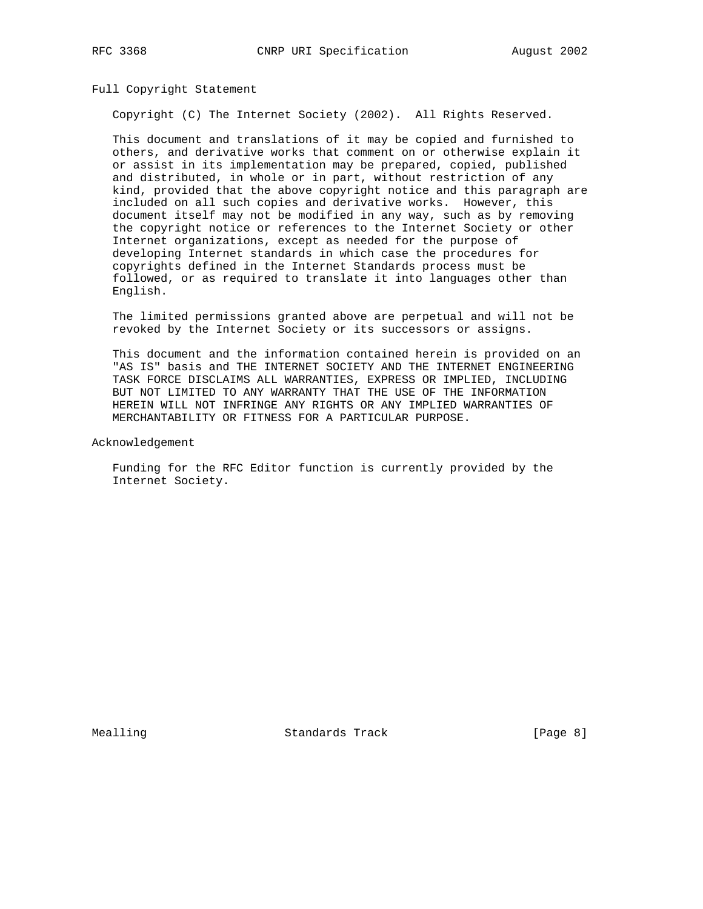## Full Copyright Statement

Copyright (C) The Internet Society (2002). All Rights Reserved.

This document and translations of it may be copied and furnished to others, and derivative works that comment on or otherwise explain it or assist in its implementation may be prepared, copied, published and distributed, in whole or in part, without restriction of any kind, provided that the above copyright notice and this paragraph are included on all such copies and derivative works. However, this document itself may not be modified in any way, such as by removing the copyright notice or references to the Internet Society or other Internet organizations, except as needed for the purpose of developing Internet standards in which case the procedures for copyrights defined in the Internet Standards process must be followed, or as required to translate it into languages other than English.

The limited permissions granted above are perpetual and will not be revoked by the Internet Society or its successors or assigns.

This document and the information contained herein is provided on an "AS IS" basis and THE INTERNET SOCIETY AND THE INTERNET ENGINEERING TASK FORCE DISCLAIMS ALL WARRANTIES, EXPRESS OR IMPLIED, INCLUDING BUT NOT LIMITED TO ANY WARRANTY THAT THE USE OF THE INFORMATION HEREIN WILL NOT INFRINGE ANY RIGHTS OR ANY IMPLIED WARRANTIES OF MERCHANTABILITY OR FITNESS FOR A PARTICULAR PURPOSE.

## Acknowledgement

Funding for the RFC Editor function is currently provided by the Internet Society.